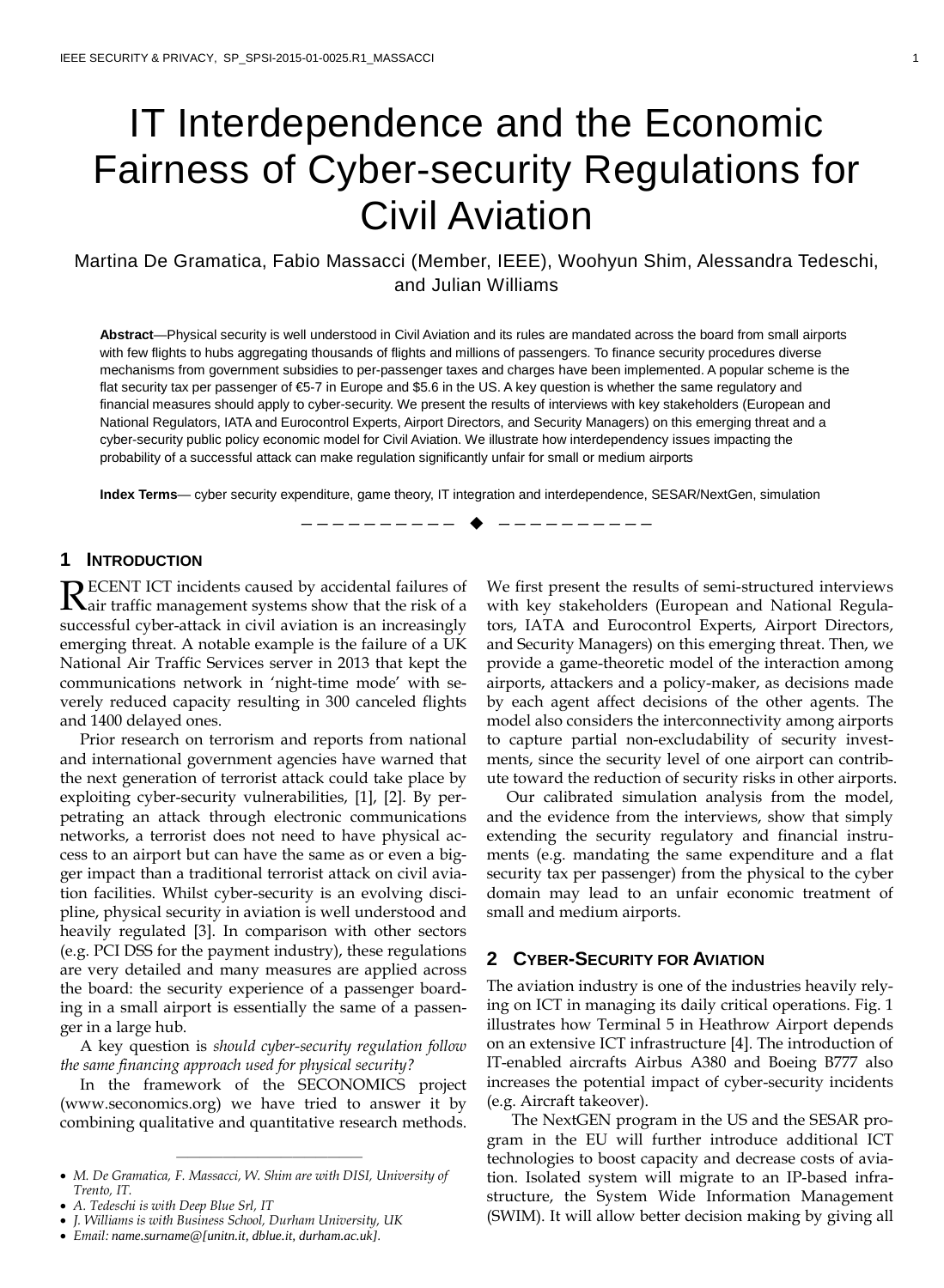# IT Interdependence and the Economic Fairness of Cyber-security Regulations for Civil Aviation

Martina De Gramatica, Fabio Massacci (Member, IEEE), Woohyun Shim, Alessandra Tedeschi, and Julian Williams

**Abstract**—Physical security is well understood in Civil Aviation and its rules are mandated across the board from small airports with few flights to hubs aggregating thousands of flights and millions of passengers. To finance security procedures diverse mechanisms from government subsidies to per-passenger taxes and charges have been implemented. A popular scheme is the flat security tax per passenger of €5-7 in Europe and $5.6 in the US. A key question is whether the same regulatory and financial measures should apply to cyber-security. We present the results of interviews with key stakeholders (European and National Regulators, IATA and Eurocontrol Experts, Airport Directors, and Security Managers) on this emerging threat and a cyber-security public policy economic model for Civil Aviation. We illustrate how interdependency issues impacting the probability of a successful attack can make regulation significantly unfair for small or medium airports

**Index Terms**— cyber security expenditure, game theory, IT integration and interdependence, SESAR/NextGen, simulation

## 1 Introduction

Recent ICT incidents caused by accidental failures of air traffic management systems show that the risk of a successful cyber-attack in civil aviation is an increasingly emerging threat. A notable example is the failure of a UK National Air Traffic Services server in 2013 that kept the communications network in 'night-time mode' with severely reduced capacity resulting in 300 canceled flights and 1400 delayed ones.

Prior research on terrorism and reports from national and international government agencies have warned that the next generation of terrorist attack could take place by exploiting cyber-security vulnerabilities, [1], [2]. By perpetrating an attack through electronic communications networks, a terrorist does not need to have physical access to an airport but can have the same as or even a bigger impact than a traditional terrorist attack on civil aviation facilities. Whilst cyber-security is an evolving discipline, physical security in aviation is well understood and heavily regulated [3]. In comparison with other sectors (e.g. PCI DSS for the payment industry), these regulations are very detailed and many measures are applied across the board: the security experience of a passenger boarding in a small airport is essentially the same of a passenger in a large hub.

A key question is *should cyber-security regulation follow the same financing approach used for physical security?*

In the framework of the SECONOMICS project (www.seconomics.org) we have tried to answer it by combining qualitative and quantitative research methods. We first present the results of semi-structured interviews with key stakeholders (European and National Regulators, IATA and Eurocontrol Experts, Airport Directors, and Security Managers) on this emerging threat. Then, we provide a game-theoretic model of the interaction among airports, attackers and a policy-maker, as decisions made by each agent affect decisions of the other agents. The model also considers the interconnectivity among airports to capture partial non-excludability of security investments, since the security level of one airport can contribute toward the reduction of security risks in other airports.

Our calibrated simulation analysis from the model, and the evidence from the interviews, show that simply extending the security regulatory and financial instruments (e.g. mandating the same expenditure and a flat security tax per passenger) from the physical to the cyber domain may lead to an unfair economic treatment of small and medium airports.

## 2 Cyber-Security for Aviation

The aviation industry is one of the industries heavily relying on ICT in managing its daily critical operations. Fig. 1 illustrates how Terminal 5 in Heathrow Airport depends on an extensive ICT infrastructure [4]. The introduction of IT-enabled aircrafts Airbus A380 and Boeing B777 also increases the potential impact of cyber-security incidents (e.g. Aircraft takeover).

The NextGEN program in the US and the SESAR program in the EU will further introduce additional ICT technologies to boost capacity and decrease costs of aviation. Isolated system will migrate to an IP-based infrastructure, the System Wide Information Management (SWIM). It will allow better decision making by giving all

---

- *M. De Gramatica, F. Massacci, W. Shim are with DISI, University of Trento, IT.*
- *A. Tedeschi is with Deep Blue Srl, IT*
- *J. Williams is with Business School, Durham University, UK*
- *Email: name.surname@[unitn.it, dblue.it, durham.ac.uk].*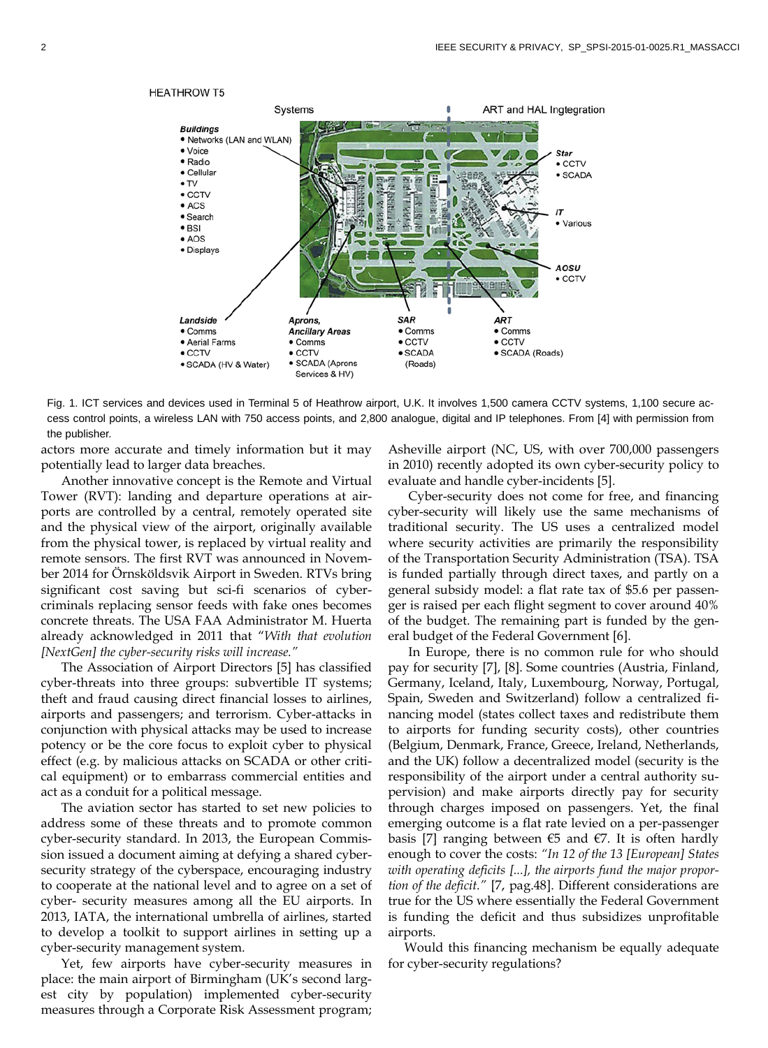Fig. 1. ICT services and devices used in Terminal 5 of Heathrow airport, U.K. It involves 1,500 camera CCTV systems, 1,100 secure access control points, a wireless LAN with 750 access points, and 2,800 analogue, digital and IP telephones. From [4] with permission from the publisher.

actors more accurate and timely information but it may potentially lead to larger data breaches.

Another innovative concept is the Remote and Virtual Tower (RVT): landing and departure operations at airports are controlled by a central, remotely operated site and the physical view of the airport, originally available from the physical tower, is replaced by virtual reality and remote sensors. The first RVT was announced in November 2014 for Örnsköldsvik Airport in Sweden. RTVs bring significant cost saving but sci-fi scenarios of cyber-criminals replacing sensor feeds with fake ones becomes concrete threats. The USA FAA Administrator M. Huerta already acknowledged in 2011 that *"With that evolution [NextGen] the cyber-security risks will increase."*

The Association of Airport Directors [5] has classified cyber-threats into three groups: subvertible IT systems; theft and fraud causing direct financial losses to airlines, airports and passengers; and terrorism. Cyber-attacks in conjunction with physical attacks may be used to increase potency or be the core focus to exploit cyber to physical effect (e.g. by malicious attacks on SCADA or other critical equipment) or to embarrass commercial entities and act as a conduit for a political message.

The aviation sector has started to set new policies to address some of these threats and to promote common cyber-security standard. In 2013, the European Commission issued a document aiming at defying a shared cyber-security strategy of the cyberspace, encouraging industry to cooperate at the national level and to agree on a set of cyber- security measures among all the EU airports. In 2013, IATA, the international umbrella of airlines, started to develop a toolkit to support airlines in setting up a cyber-security management system.

Yet, few airports have cyber-security measures in place: the main airport of Birmingham (UK's second largest city by population) implemented cyber-security measures through a Corporate Risk Assessment program; Asheville airport (NC, US, with over 700,000 passengers in 2010) recently adopted its own cyber-security policy to evaluate and handle cyber-incidents [5].

Cyber-security does not come for free, and financing cyber-security will likely use the same mechanisms of traditional security. The US uses a centralized model where security activities are primarily the responsibility of the Transportation Security Administration (TSA). TSA is funded partially through direct taxes, and partly on a general subsidy model: a flat rate tax of $5.6 per passenger is raised per each flight segment to cover around 40% of the budget. The remaining part is funded by the general budget of the Federal Government [6].

In Europe, there is no common rule for who should pay for security [7], [8]. Some countries (Austria, Finland, Germany, Iceland, Italy, Luxembourg, Norway, Portugal, Spain, Sweden and Switzerland) follow a centralized financing model (states collect taxes and redistribute them to airports for funding security costs), other countries (Belgium, Denmark, France, Greece, Ireland, Netherlands, and the UK) follow a decentralized model (security is the responsibility of the airport under a central authority supervision) and make airports directly pay for security through charges imposed on passengers. Yet, the final emerging outcome is a flat rate levied on a per-passenger basis [7] ranging between €5 and €7. It is often hardly enough to cover the costs: *"In 12 of the 13 [European] States with operating deficits [...], the airports fund the major proportion of the deficit."* [7, pag.48]. Different considerations are true for the US where essentially the Federal Government is funding the deficit and thus subsidizes unprofitable airports.

Would this financing mechanism be equally adequate for cyber-security regulations?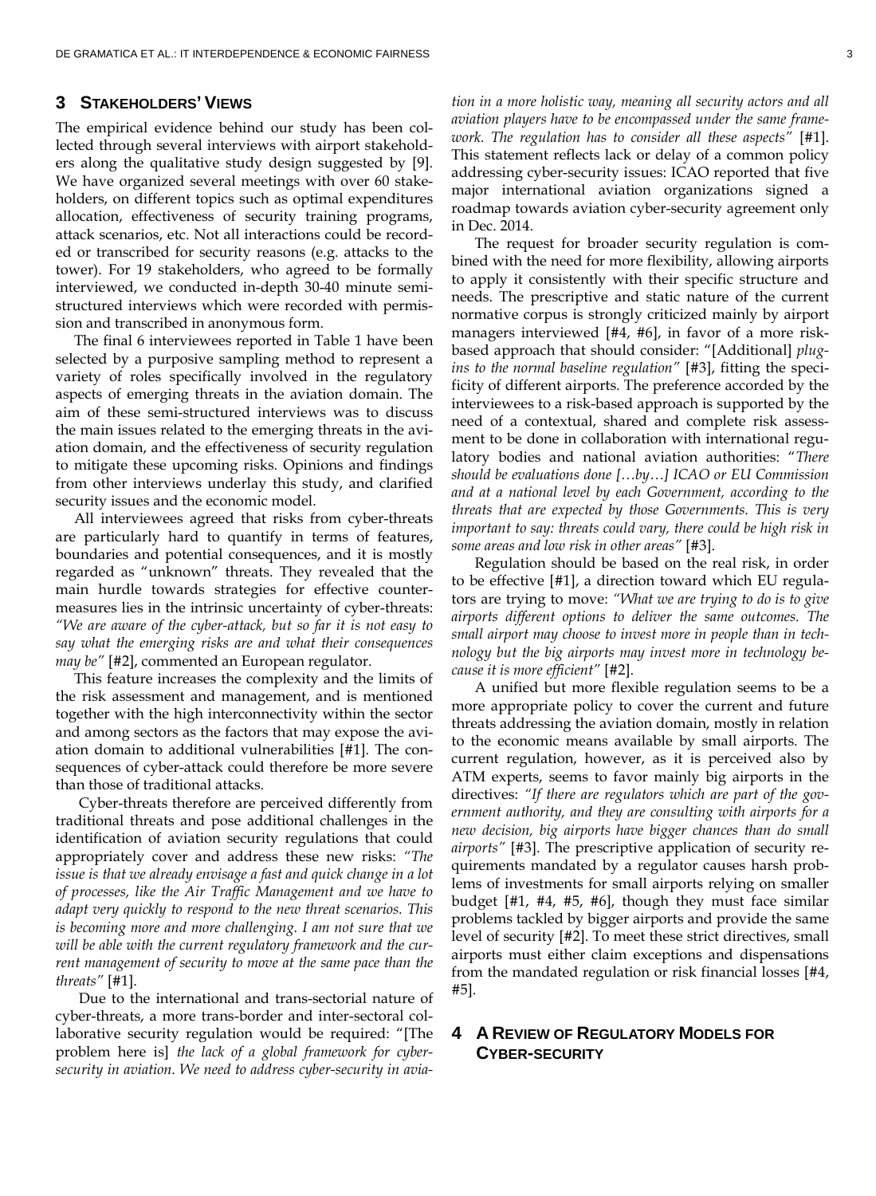## 3 STAKEHOLDERS' VIEWS

The empirical evidence behind our study has been collected through several interviews with airport stakeholders along the qualitative study design suggested by [9]. We have organized several meetings with over 60 stakeholders, on different topics such as optimal expenditures allocation, effectiveness of security training programs, attack scenarios, etc. Not all interactions could be recorded or transcribed for security reasons (e.g. attacks to the tower). For 19 stakeholders, who agreed to be formally interviewed, we conducted in-depth 30-40 minute semi-structured interviews which were recorded with permission and transcribed in anonymous form.

The final 6 interviewees reported in Table 1 have been selected by a purposive sampling method to represent a variety of roles specifically involved in the regulatory aspects of emerging threats in the aviation domain. The aim of these semi-structured interviews was to discuss the main issues related to the emerging threats in the aviation domain, and the effectiveness of security regulation to mitigate these upcoming risks. Opinions and findings from other interviews underlay this study, and clarified security issues and the economic model.

All interviewees agreed that risks from cyber-threats are particularly hard to quantify in terms of features, boundaries and potential consequences, and it is mostly regarded as "unknown" threats. They revealed that the main hurdle towards strategies for effective countermeasures lies in the intrinsic uncertainty of cyber-threats: *"We are aware of the cyber-attack, but so far it is not easy to say what the emerging risks are and what their consequences may be"* [#2], commented an European regulator.

This feature increases the complexity and the limits of the risk assessment and management, and is mentioned together with the high interconnectivity within the sector and among sectors as the factors that may expose the aviation domain to additional vulnerabilities [#1]. The consequences of cyber-attack could therefore be more severe than those of traditional attacks.

Cyber-threats therefore are perceived differently from traditional threats and pose additional challenges in the identification of aviation security regulations that could appropriately cover and address these new risks: *"The issue is that we already envisage a fast and quick change in a lot of processes, like the Air Traffic Management and we have to adapt very quickly to respond to the new threat scenarios. This is becoming more and more challenging. I am not sure that we will be able with the current regulatory framework and the current management of security to move at the same pace than the threats"* [#1].

Due to the international and trans-sectorial nature of cyber-threats, a more trans-border and inter-sectoral collaborative security regulation would be required: "[The problem here is] *the lack of a global framework for cyber-security in aviation. We need to address cyber-security in aviation in a more holistic way, meaning all security actors and all aviation players have to be encompassed under the same framework. The regulation has to consider all these aspects"* [#1]. This statement reflects lack or delay of a common policy addressing cyber-security issues: ICAO reported that five major international aviation organizations signed a roadmap towards aviation cyber-security agreement only in Dec. 2014.

The request for broader security regulation is combined with the need for more flexibility, allowing airports to apply it consistently with their specific structure and needs. The prescriptive and static nature of the current normative corpus is strongly criticized mainly by airport managers interviewed [#4, #6], in favor of a more risk-based approach that should consider: "[Additional] *plug-ins to the normal baseline regulation"* [#3], fitting the specificity of different airports. The preference accorded by the interviewees to a risk-based approach is supported by the need of a contextual, shared and complete risk assessment to be done in collaboration with international regulatory bodies and national aviation authorities: "*There should be evaluations done […by…] ICAO or EU Commission and at a national level by each Government, according to the threats that are expected by those Governments. This is very important to say: threats could vary, there could be high risk in some areas and low risk in other areas"* [#3].

Regulation should be based on the real risk, in order to be effective [#1], a direction toward which EU regulators are trying to move: *"What we are trying to do is to give airports different options to deliver the same outcomes. The small airport may choose to invest more in people than in technology but the big airports may invest more in technology because it is more efficient"* [#2].

A unified but more flexible regulation seems to be a more appropriate policy to cover the current and future threats addressing the aviation domain, mostly in relation to the economic means available by small airports. The current regulation, however, as it is perceived also by ATM experts, seems to favor mainly big airports in the directives: *"If there are regulators which are part of the government authority, and they are consulting with airports for a new decision, big airports have bigger chances than do small airports"* [#3]. The prescriptive application of security requirements mandated by a regulator causes harsh problems of investments for small airports relying on smaller budget [#1, #4, #5, #6], though they must face similar problems tackled by bigger airports and provide the same level of security [#2]. To meet these strict directives, small airports must either claim exceptions and dispensations from the mandated regulation or risk financial losses [#4, #5].

## 4 A REVIEW OF REGULATORY MODELS FOR CYBER-SECURITY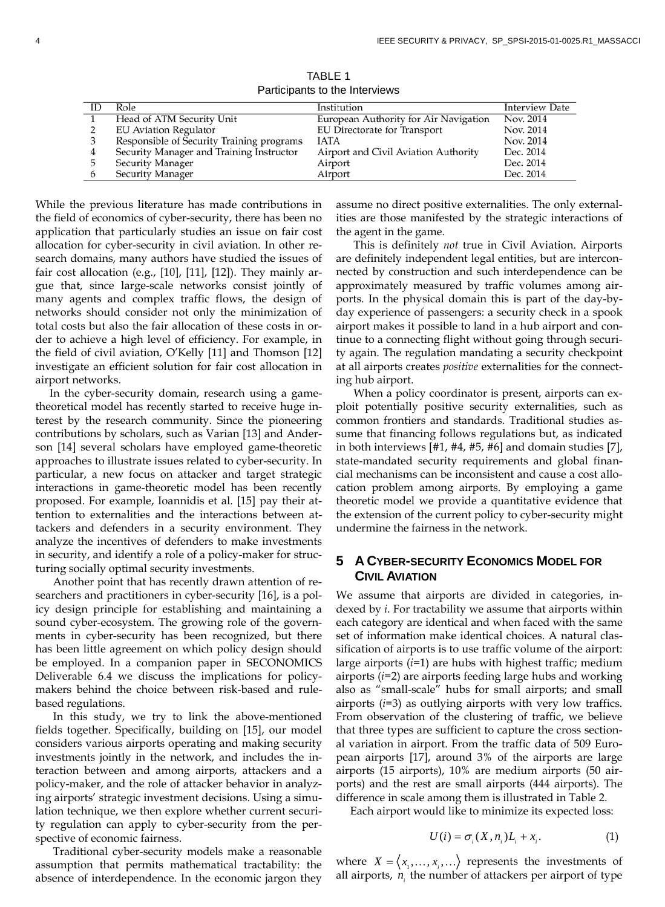TABLE 1
Participants to the Interviews

| ID | Role | Institution | Interview Date |
|---|---|---|---|
| 1 | Head of ATM Security Unit | European Authority for Air Navigation | Nov. 2014 |
| 2 | EU Aviation Regulator | EU Directorate for Transport | Nov. 2014 |
| 3 | Responsible of Security Training programs | IATA | Nov. 2014 |
| 4 | Security Manager and Training Instructor | Airport and Civil Aviation Authority | Dec. 2014 |
| 5 | Security Manager | Airport | Dec. 2014 |
| 6 | Security Manager | Airport | Dec. 2014 |

While the previous literature has made contributions in the field of economics of cyber-security, there has been no application that particularly studies an issue on fair cost allocation for cyber-security in civil aviation. In other research domains, many authors have studied the issues of fair cost allocation (e.g., [10], [11], [12]). They mainly argue that, since large-scale networks consist jointly of many agents and complex traffic flows, the design of networks should consider not only the minimization of total costs but also the fair allocation of these costs in order to achieve a high level of efficiency. For example, in the field of civil aviation, O'Kelly [11] and Thomson [12] investigate an efficient solution for fair cost allocation in airport networks.

In the cyber-security domain, research using a game-theoretical model has recently started to receive huge interest by the research community. Since the pioneering contributions by scholars, such as Varian [13] and Anderson [14] several scholars have employed game-theoretic approaches to illustrate issues related to cyber-security. In particular, a new focus on attacker and target strategic interactions in game-theoretic model has been recently proposed. For example, Ioannidis et al. [15] pay their attention to externalities and the interactions between attackers and defenders in a security environment. They analyze the incentives of defenders to make investments in security, and identify a role of a policy-maker for structuring socially optimal security investments.

Another point that has recently drawn attention of researchers and practitioners in cyber-security [16], is a policy design principle for establishing and maintaining a sound cyber-ecosystem. The growing role of the governments in cyber-security has been recognized, but there has been little agreement on which policy design should be employed. In a companion paper in SECONOMICS Deliverable 6.4 we discuss the implications for policy-makers behind the choice between risk-based and rule-based regulations.

In this study, we try to link the above-mentioned fields together. Specifically, building on [15], our model considers various airports operating and making security investments jointly in the network, and includes the interaction between and among airports, attackers and a policy-maker, and the role of attacker behavior in analyzing airports' strategic investment decisions. Using a simulation technique, we then explore whether current security regulation can apply to cyber-security from the perspective of economic fairness.

Traditional cyber-security models make a reasonable assumption that permits mathematical tractability: the absence of interdependence. In the economic jargon they assume no direct positive externalities. The only externalities are those manifested by the strategic interactions of the agent in the game.

This is definitely *not* true in Civil Aviation. Airports are definitely independent legal entities, but are interconnected by construction and such interdependence can be approximately measured by traffic volumes among airports. In the physical domain this is part of the day-by-day experience of passengers: a security check in a spook airport makes it possible to land in a hub airport and continue to a connecting flight without going through security again. The regulation mandating a security checkpoint at all airports creates *positive* externalities for the connecting hub airport.

When a policy coordinator is present, airports can exploit potentially positive security externalities, such as common frontiers and standards. Traditional studies assume that financing follows regulations but, as indicated in both interviews [#1, #4, #5, #6] and domain studies [7], state-mandated security requirements and global financial mechanisms can be inconsistent and cause a cost allocation problem among airports. By employing a game theoretic model we provide a quantitative evidence that the extension of the current policy to cyber-security might undermine the fairness in the network.

## 5 A Cyber-security Economics Model for Civil Aviation

We assume that airports are divided in categories, indexed by $i$. For tractability we assume that airports within each category are identical and when faced with the same set of information make identical choices. A natural classification of airports is to use traffic volume of the airport: large airports ($i$=1) are hubs with highest traffic; medium airports ($i$=2) are airports feeding large hubs and working also as "small-scale" hubs for small airports; and small airports ($i$=3) as outlying airports with very low traffics. From observation of the clustering of traffic, we believe that three types are sufficient to capture the cross sectional variation in airport. From the traffic data of 509 European airports [17], around 3% of the airports are large airports (15 airports), 10% are medium airports (50 airports) and the rest are small airports (444 airports). The difference in scale among them is illustrated in Table 2.

Each airport would like to minimize its expected loss:

$$U(i) = \sigma_i(X, n_i)L_i + x_i. \qquad (1)$$

where $X = \langle x_1, \ldots, x_i, \ldots \rangle$ represents the investments of all airports, $n_i$ the number of attackers per airport of type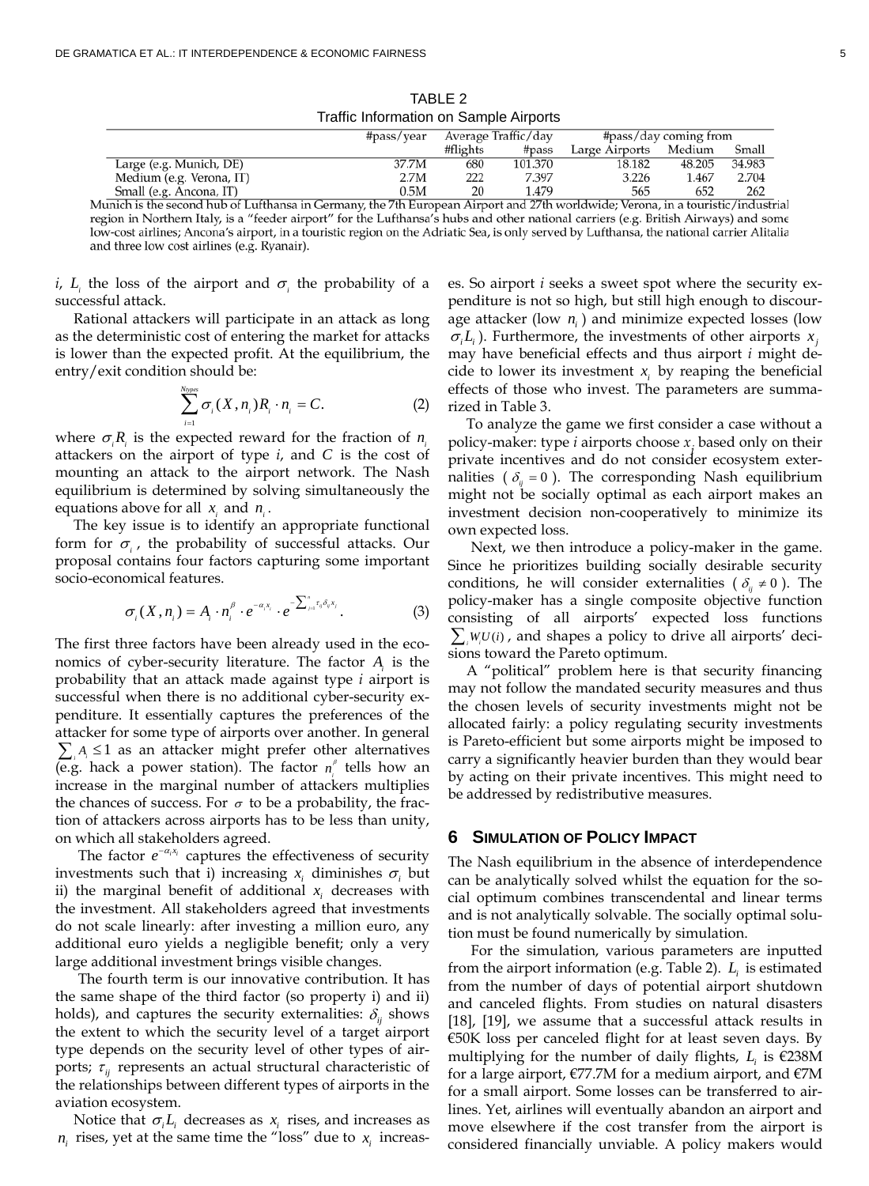TABLE 2
Traffic Information on Sample Airports

| | #pass/year | Average Traffic/day | | #pass/day coming from | | |
|---|---|---|---|---|---|---|
| | | #flights | #pass | Large Airports | Medium | Small |
| Large (e.g. Munich, DE) | 37.7M | 680 | 101.370 | 18.182 | 48.205 | 34.983 |
| Medium (e.g. Verona, IT) | 2.7M | 222 | 7.397 | 3.226 | 1.467 | 2.704 |
| Small (e.g. Ancona, IT) | 0.5M | 20 | 1.479 | 565 | 652 | 262 |

Munich is the second hub of Lufthansa in Germany, the 7th European Airport and 27th worldwide; Verona, in a touristic/industrial region in Northern Italy, is a "feeder airport" for the Lufthansa's hubs and other national carriers (e.g. British Airways) and some low-cost airlines; Ancona's airport, in a touristic region on the Adriatic Sea, is only served by Lufthansa, the national carrier Alitalia and three low cost airlines (e.g. Ryanair).

$i$, $L_i$ the loss of the airport and $\sigma_i$ the probability of a successful attack.

Rational attackers will participate in an attack as long as the deterministic cost of entering the market for attacks is lower than the expected profit. At the equilibrium, the entry/exit condition should be:

$$\sum_{i=1}^{N_{types}} \sigma_i(X, n_i) R_i \cdot n_i = C. \tag{2}$$

where $\sigma_i R_i$ is the expected reward for the fraction of $n_i$ attackers on the airport of type $i$, and $C$ is the cost of mounting an attack to the airport network. The Nash equilibrium is determined by solving simultaneously the equations above for all $x_i$ and $n_i$.

The key issue is to identify an appropriate functional form for $\sigma_i$, the probability of successful attacks. Our proposal contains four factors capturing some important socio-economical features.

$$\sigma_i(X, n_i) = A_i \cdot n_i^{\beta} \cdot e^{-\alpha_i x_i} \cdot e^{-\sum_{j \neq i} \tau_{ij} \delta_{ij} x_j}. \tag{3}$$

The first three factors have been already used in the economics of cyber-security literature. The factor $A_i$ is the probability that an attack made against type $i$ airport is successful when there is no additional cyber-security expenditure. It essentially captures the preferences of the attacker for some type of airports over another. In general $\sum_i A_i \leq 1$ as an attacker might prefer other alternatives (e.g. hack a power station). The factor $n_i^{\beta}$ tells how an increase in the marginal number of attackers multiplies the chances of success. For $\sigma$ to be a probability, the fraction of attackers across airports has to be less than unity, on which all stakeholders agreed.

The factor $e^{-\alpha_i x_i}$ captures the effectiveness of security investments such that i) increasing $x_i$ diminishes $\sigma_i$ but ii) the marginal benefit of additional $x_i$ decreases with the investment. All stakeholders agreed that investments do not scale linearly: after investing a million euro, any additional euro yields a negligible benefit; only a very large additional investment brings visible changes.

The fourth term is our innovative contribution. It has the same shape of the third factor (so property i) and ii) holds), and captures the security externalities: $\delta_{ij}$ shows the extent to which the security level of a target airport type depends on the security level of other types of airports; $\tau_{ij}$ represents an actual structural characteristic of the relationships between different types of airports in the aviation ecosystem.

Notice that $\sigma_i L_i$ decreases as $x_i$ rises, and increases as $n_i$ rises, yet at the same time the "loss" due to $x_i$ increases. So airport $i$ seeks a sweet spot where the security expenditure is not so high, but still high enough to discourage attacker (low $n_i$) and minimize expected losses (low $\sigma_i L_i$). Furthermore, the investments of other airports $x_j$ may have beneficial effects and thus airport $i$ might decide to lower its investment $x_i$ by reaping the beneficial effects of those who invest. The parameters are summarized in Table 3.

To analyze the game we first consider a case without a policy-maker: type $i$ airports choose $x_i$ based only on their private incentives and do not consider ecosystem externalities ($\delta_{ij} = 0$). The corresponding Nash equilibrium might not be socially optimal as each airport makes an investment decision non-cooperatively to minimize its own expected loss.

Next, we then introduce a policy-maker in the game. Since he prioritizes building socially desirable security conditions, he will consider externalities ($\delta_{ij} \neq 0$). The policy-maker has a single composite objective function consisting of all airports' expected loss functions $\sum_i W_i U(i)$, and shapes a policy to drive all airports' decisions toward the Pareto optimum.

A "political" problem here is that security financing may not follow the mandated security measures and thus the chosen levels of security investments might not be allocated fairly: a policy regulating security investments is Pareto-efficient but some airports might be imposed to carry a significantly heavier burden than they would bear by acting on their private incentives. This might need to be addressed by redistributive measures.

## 6 Simulation of Policy Impact

The Nash equilibrium in the absence of interdependence can be analytically solved whilst the equation for the social optimum combines transcendental and linear terms and is not analytically solvable. The socially optimal solution must be found numerically by simulation.

For the simulation, various parameters are inputted from the airport information (e.g. Table 2). $L_i$ is estimated from the number of days of potential airport shutdown and canceled flights. From studies on natural disasters [18], [19], we assume that a successful attack results in €50K loss per canceled flight for at least seven days. By multiplying for the number of daily flights, $L_i$ is €238M for a large airport, €77.7M for a medium airport, and €7M for a small airport. Some losses can be transferred to airlines. Yet, airlines will eventually abandon an airport and move elsewhere if the cost transfer from the airport is considered financially unviable. A policy makers would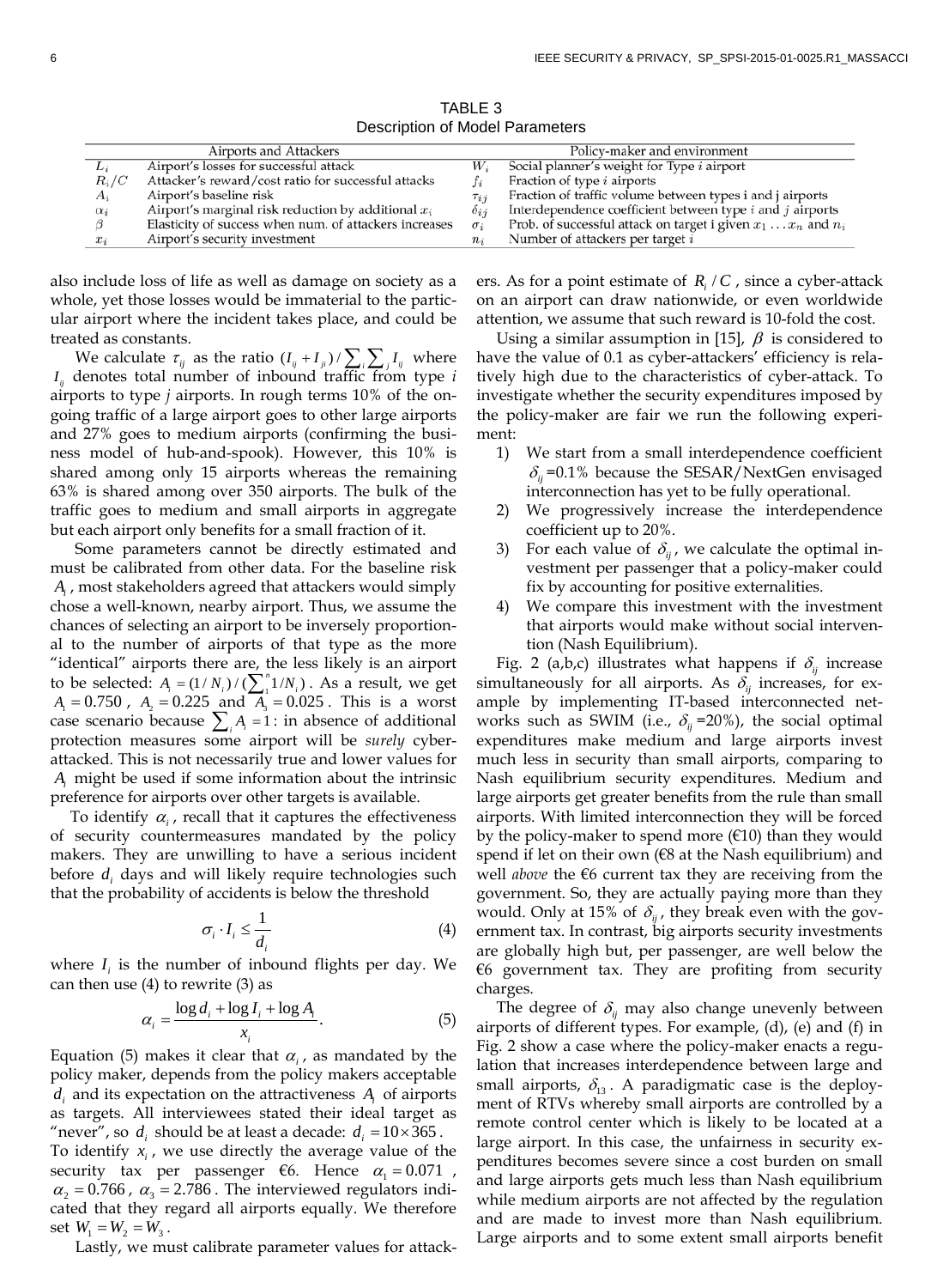TABLE 3
Description of Model Parameters

| Airports and Attackers | | Policy-maker and environment | |
|---|---|---|---|
| $L_i$ | Airport's losses for successful attack | $W_i$ | Social planner's weight for Type $i$ airport |
| $R_i/C$ | Attacker's reward/cost ratio for successful attacks | $f_i$ | Fraction of type $i$ airports |
| $A_i$ | Airport's baseline risk | $\tau_{ij}$ | Fraction of traffic volume between types i and j airports |
| $\alpha_i$ | Airport's marginal risk reduction by additional $x_i$ | $\delta_{ij}$ | Interdependence coefficient between type $i$ and $j$ airports |
| $\beta$ | Elasticity of success when num. of attackers increases | $\sigma_i$ | Prob. of successful attack on target i given $x_1 \ldots x_n$ and $n_i$ |
| $x_i$ | Airport's security investment | $n_i$ | Number of attackers per target $i$ |

also include loss of life as well as damage on society as a whole, yet those losses would be immaterial to the particular airport where the incident takes place, and could be treated as constants.

We calculate $\tau_{ij}$ as the ratio $(I_{ij} + I_{ji}) / \sum_i \sum_j I_{ij}$ where $I_{ij}$ denotes total number of inbound traffic from type $i$ airports to type $j$ airports. In rough terms 10% of the ongoing traffic of a large airport goes to other large airports and 27% goes to medium airports (confirming the business model of hub-and-spook). However, this 10% is shared among only 15 airports whereas the remaining 63% is shared among over 350 airports. The bulk of the traffic goes to medium and small airports in aggregate but each airport only benefits for a small fraction of it.

Some parameters cannot be directly estimated and must be calibrated from other data. For the baseline risk $A_i$, most stakeholders agreed that attackers would simply chose a well-known, nearby airport. Thus, we assume the chances of selecting an airport to be inversely proportional to the number of airports of that type as the more "identical" airports there are, the less likely is an airport to be selected: $A_i = (1/N_i)/(\sum_1^n 1/N_i)$. As a result, we get $A_1 = 0.750$, $A_2 = 0.225$ and $A_3 = 0.025$. This is a worst case scenario because $\sum_i A_i = 1$: in absence of additional protection measures some airport will be *surely* cyber-attacked. This is not necessarily true and lower values for $A_i$ might be used if some information about the intrinsic preference for airports over other targets is available.

To identify $\alpha_i$, recall that it captures the effectiveness of security countermeasures mandated by the policy makers. They are unwilling to have a serious incident before $d_i$ days and will likely require technologies such that the probability of accidents is below the threshold

$$\sigma_i \cdot I_i \leq \frac{1}{d_i} \tag{4}$$

where $I_i$ is the number of inbound flights per day. We can then use (4) to rewrite (3) as

$$\alpha_i = \frac{\log d_i + \log I_i + \log A_i}{x_i}. \tag{5}$$

Equation (5) makes it clear that $\alpha_i$, as mandated by the policy maker, depends from the policy makers acceptable $d_i$ and its expectation on the attractiveness $A_i$ of airports as targets. All interviewees stated their ideal target as "never", so $d_i$ should be at least a decade: $d_i = 10 \times 365$. To identify $x_i$, we use directly the average value of the security tax per passenger €6. Hence $\alpha_1 = 0.071$, $\alpha_2 = 0.766$, $\alpha_3 = 2.786$. The interviewed regulators indicated that they regard all airports equally. We therefore set $W_1 = W_2 = W_3$.

Lastly, we must calibrate parameter values for attackers. As for a point estimate of $R_i / C$, since a cyber-attack on an airport can draw nationwide, or even worldwide attention, we assume that such reward is 10-fold the cost.

Using a similar assumption in [15], $\beta$ is considered to have the value of 0.1 as cyber-attackers' efficiency is relatively high due to the characteristics of cyber-attack. To investigate whether the security expenditures imposed by the policy-maker are fair we run the following experiment:

1) We start from a small interdependence coefficient $\delta_{ij}$=0.1% because the SESAR/NextGen envisaged interconnection has yet to be fully operational.
2) We progressively increase the interdependence coefficient up to 20%.
3) For each value of $\delta_{ij}$, we calculate the optimal investment per passenger that a policy-maker could fix by accounting for positive externalities.
4) We compare this investment with the investment that airports would make without social intervention (Nash Equilibrium).

Fig. 2 (a,b,c) illustrates what happens if $\delta_{ij}$ increase simultaneously for all airports. As $\delta_{ij}$ increases, for example by implementing IT-based interconnected networks such as SWIM (i.e., $\delta_{ij}$=20%), the social optimal expenditures make medium and large airports invest much less in security than small airports, comparing to Nash equilibrium security expenditures. Medium and large airports get greater benefits from the rule than small airports. With limited interconnection they will be forced by the policy-maker to spend more (€10) than they would spend if let on their own (€8 at the Nash equilibrium) and well *above* the €6 current tax they are receiving from the government. So, they are actually paying more than they would. Only at 15% of $\delta_{ij}$, they break even with the government tax. In contrast, big airports security investments are globally high but, per passenger, are well below the €6 government tax. They are profiting from security charges.

The degree of $\delta_{ij}$ may also change unevenly between airports of different types. For example, (d), (e) and (f) in Fig. 2 show a case where the policy-maker enacts a regulation that increases interdependence between large and small airports, $\delta_{13}$. A paradigmatic case is the deployment of RTVs whereby small airports are controlled by a remote control center which is likely to be located at a large airport. In this case, the unfairness in security expenditures becomes severe since a cost burden on small and large airports gets much less than Nash equilibrium while medium airports are not affected by the regulation and are made to invest more than Nash equilibrium. Large airports and to some extent small airports benefit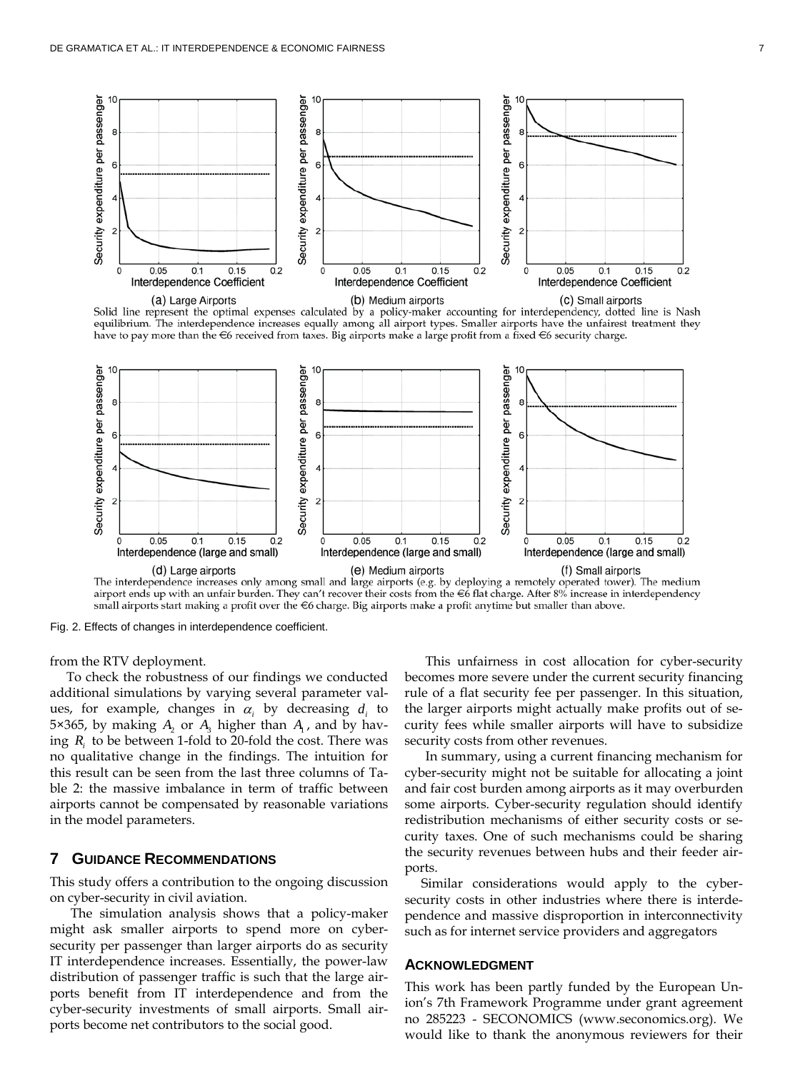(a) Large Airports (b) Medium airports (c) Small airports

Solid line represent the optimal expenses calculated by a policy-maker accounting for interdependency, dotted line is Nash equilibrium. The interdependence increases equally among all airport types. Smaller airports have the unfairest treatment they have to pay more than the €6 received from taxes. Big airports make a large profit from a fixed €6 security charge.

(d) Large airports (e) Medium airports (f) Small airports

The interdependence increases only among small and large airports (e.g. by deploying a remotely operated tower). The medium airport ends up with an unfair burden. They can't recover their costs from the €6 flat charge. After 8% increase in interdependency small airports start making a profit over the €6 charge. Big airports make a profit anytime but smaller than above.

Fig. 2. Effects of changes in interdependence coefficient.

from the RTV deployment.

To check the robustness of our findings we conducted additional simulations by varying several parameter values, for example, changes in $\alpha_i$ by decreasing $d_i$ to 5×365, by making $A_2$ or $A_3$ higher than $A_1$, and by having $R_i$ to be between 1-fold to 20-fold the cost. There was no qualitative change in the findings. The intuition for this result can be seen from the last three columns of Table 2: the massive imbalance in term of traffic between airports cannot be compensated by reasonable variations in the model parameters.

## 7 Guidance Recommendations

This study offers a contribution to the ongoing discussion on cyber-security in civil aviation.

The simulation analysis shows that a policy-maker might ask smaller airports to spend more on cyber-security per passenger than larger airports do as security IT interdependence increases. Essentially, the power-law distribution of passenger traffic is such that the large airports benefit from IT interdependence and from the cyber-security investments of small airports. Small airports become net contributors to the social good.

This unfairness in cost allocation for cyber-security becomes more severe under the current security financing rule of a flat security fee per passenger. In this situation, the larger airports might actually make profits out of security fees while smaller airports will have to subsidize security costs from other revenues.

In summary, using a current financing mechanism for cyber-security might not be suitable for allocating a joint and fair cost burden among airports as it may overburden some airports. Cyber-security regulation should identify redistribution mechanisms of either security costs or security taxes. One of such mechanisms could be sharing the security revenues between hubs and their feeder airports.

Similar considerations would apply to the cyber-security costs in other industries where there is interdependence and massive disproportion in interconnectivity such as for internet service providers and aggregators

### Acknowledgment

This work has been partly funded by the European Union's 7th Framework Programme under grant agreement no 285223 - SECONOMICS (www.seconomics.org). We would like to thank the anonymous reviewers for their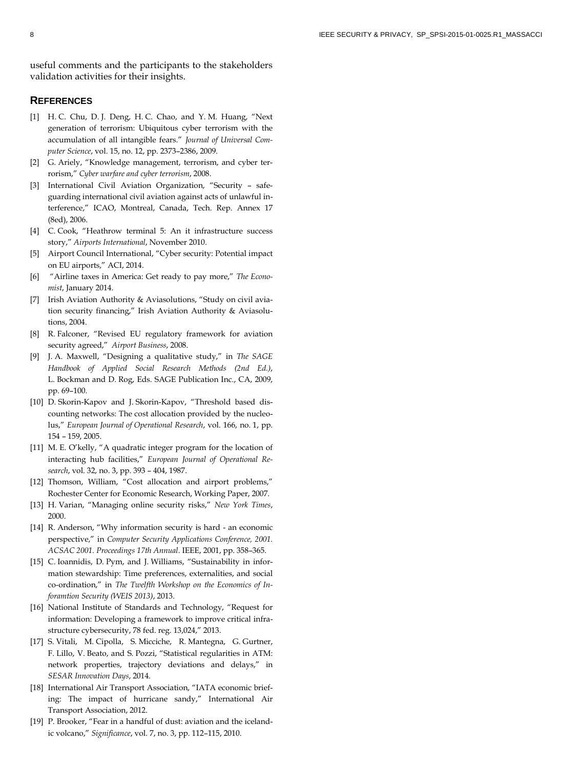useful comments and the participants to the stakeholders validation activities for their insights.

## REFERENCES

[1] H. C. Chu, D. J. Deng, H. C. Chao, and Y. M. Huang, "Next generation of terrorism: Ubiquitous cyber terrorism with the accumulation of all intangible fears." *Journal of Universal Computer Science*, vol. 15, no. 12, pp. 2373–2386, 2009.

[2] G. Ariely, "Knowledge management, terrorism, and cyber terrorism," *Cyber warfare and cyber terrorism*, 2008.

[3] International Civil Aviation Organization, "Security – safeguarding international civil aviation against acts of unlawful interference," ICAO, Montreal, Canada, Tech. Rep. Annex 17 (8ed), 2006.

[4] C. Cook, "Heathrow terminal 5: An it infrastructure success story," *Airports International*, November 2010.

[5] Airport Council International, "Cyber security: Potential impact on EU airports," ACI, 2014.

[6] "Airline taxes in America: Get ready to pay more," *The Economist*, January 2014.

[7] Irish Aviation Authority & Aviasolutions, "Study on civil aviation security financing," Irish Aviation Authority & Aviasolutions, 2004.

[8] R. Falconer, "Revised EU regulatory framework for aviation security agreed," *Airport Business*, 2008.

[9] J. A. Maxwell, "Designing a qualitative study," in *The SAGE Handbook of Applied Social Research Methods (2nd Ed.)*, L. Bockman and D. Rog, Eds. SAGE Publication Inc., CA, 2009, pp. 69–100.

[10] D. Skorin-Kapov and J. Skorin-Kapov, "Threshold based discounting networks: The cost allocation provided by the nucleolus," *European Journal of Operational Research*, vol. 166, no. 1, pp. 154 – 159, 2005.

[11] M. E. O'kelly, "A quadratic integer program for the location of interacting hub facilities," *European Journal of Operational Research*, vol. 32, no. 3, pp. 393 – 404, 1987.

[12] Thomson, William, "Cost allocation and airport problems," Rochester Center for Economic Research, Working Paper, 2007.

[13] H. Varian, "Managing online security risks," *New York Times*, 2000.

[14] R. Anderson, "Why information security is hard - an economic perspective," in *Computer Security Applications Conference, 2001. ACSAC 2001. Proceedings 17th Annual*. IEEE, 2001, pp. 358–365.

[15] C. Ioannidis, D. Pym, and J. Williams, "Sustainability in information stewardship: Time preferences, externalities, and social co-ordination," in *The Twelfth Workshop on the Economics of Inforamtion Security (WEIS 2013)*, 2013.

[16] National Institute of Standards and Technology, "Request for information: Developing a framework to improve critical infrastructure cybersecurity, 78 fed. reg. 13,024," 2013.

[17] S. Vitali, M. Cipolla, S. Micciche, R. Mantegna, G. Gurtner, F. Lillo, V. Beato, and S. Pozzi, "Statistical regularities in ATM: network properties, trajectory deviations and delays," in *SESAR Innovation Days*, 2014.

[18] International Air Transport Association, "IATA economic briefing: The impact of hurricane sandy," International Air Transport Association, 2012.

[19] P. Brooker, "Fear in a handful of dust: aviation and the icelandic volcano," *Significance*, vol. 7, no. 3, pp. 112–115, 2010.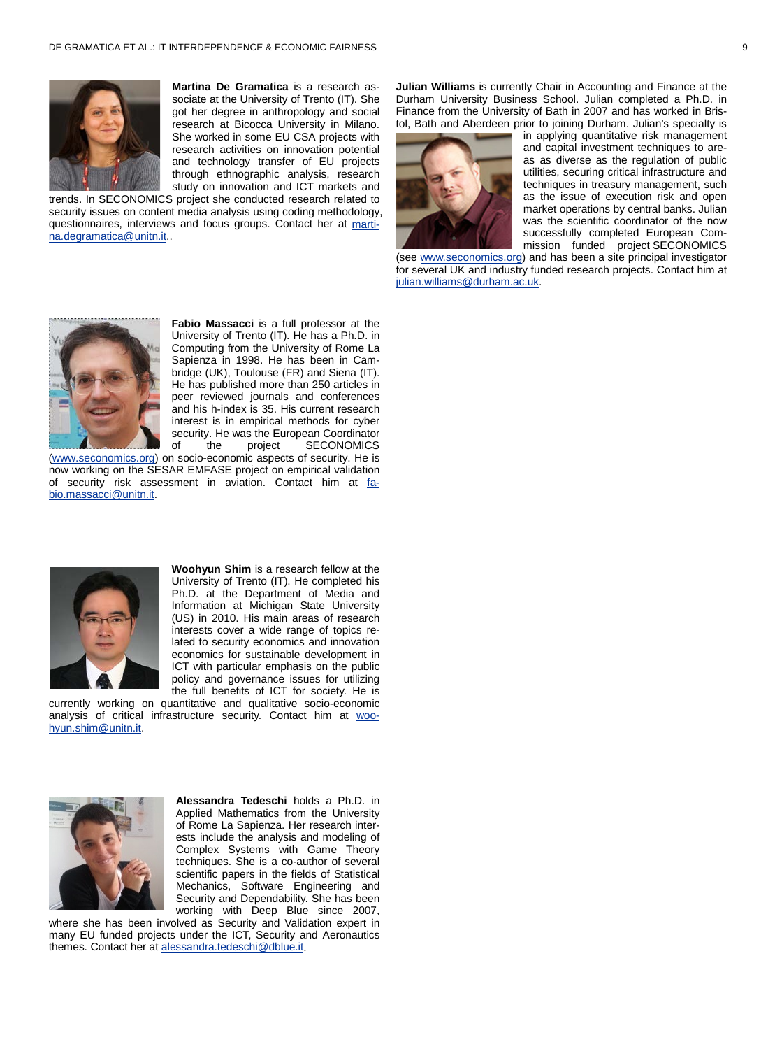**Martina De Gramatica** is a research associate at the University of Trento (IT). She got her degree in anthropology and social research at Bicocca University in Milano. She worked in some EU CSA projects with research activities on innovation potential and technology transfer of EU projects through ethnographic analysis, research study on innovation and ICT markets and trends. In SECONOMICS project she conducted research related to security issues on content media analysis using coding methodology, questionnaires, interviews and focus groups. Contact her at martina.degramatica@unitn.it..

**Fabio Massacci** is a full professor at the University of Trento (IT). He has a Ph.D. in Computing from the University of Rome La Sapienza in 1998. He has been in Cambridge (UK), Toulouse (FR) and Siena (IT). He has published more than 250 articles in peer reviewed journals and conferences and his h-index is 35. His current research interest is in empirical methods for cyber security. He was the European Coordinator of the project SECONOMICS (www.seconomics.org) on socio-economic aspects of security. He is now working on the SESAR EMFASE project on empirical validation of security risk assessment in aviation. Contact him at fabio.massacci@unitn.it.

**Woohyun Shim** is a research fellow at the University of Trento (IT). He completed his Ph.D. at the Department of Media and Information at Michigan State University (US) in 2010. His main areas of research interests cover a wide range of topics related to security economics and innovation economics for sustainable development in ICT with particular emphasis on the public policy and governance issues for utilizing the full benefits of ICT for society. He is currently working on quantitative and qualitative socio-economic analysis of critical infrastructure security. Contact him at woohyun.shim@unitn.it.

**Alessandra Tedeschi** holds a Ph.D. in Applied Mathematics from the University of Rome La Sapienza. Her research interests include the analysis and modeling of Complex Systems with Game Theory techniques. She is a co-author of several scientific papers in the fields of Statistical Mechanics, Software Engineering and Security and Dependability. She has been working with Deep Blue since 2007, where she has been involved as Security and Validation expert in many EU funded projects under the ICT, Security and Aeronautics themes. Contact her at alessandra.tedeschi@dblue.it.

**Julian Williams** is currently Chair in Accounting and Finance at the Durham University Business School. Julian completed a Ph.D. in Finance from the University of Bath in 2007 and has worked in Bristol, Bath and Aberdeen prior to joining Durham. Julian's specialty is in applying quantitative risk management and capital investment techniques to areas as diverse as the regulation of public utilities, securing critical infrastructure and techniques in treasury management, such as the issue of execution risk and open market operations by central banks. Julian was the scientific coordinator of the now successfully completed European Commission funded project SECONOMICS (see www.seconomics.org) and has been a site principal investigator for several UK and industry funded research projects. Contact him at julian.williams@durham.ac.uk.